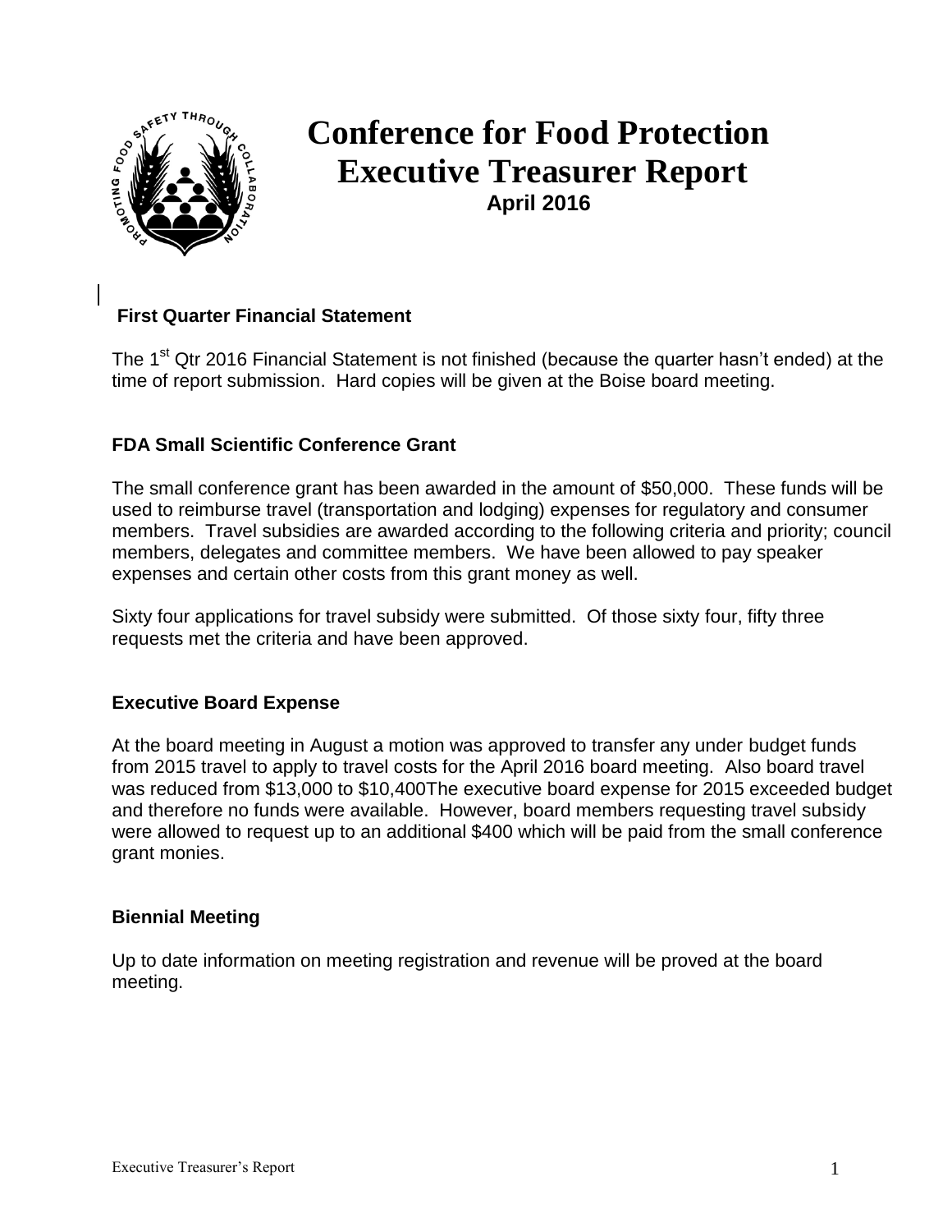# Conference for Food Protection
# Executive Treasurer Report

**April 2016**

### First Quarter Financial Statement

The 1st Qtr 2016 Financial Statement is not finished (because the quarter hasn't ended) at the time of report submission. Hard copies will be given at the Boise board meeting.

### FDA Small Scientific Conference Grant

The small conference grant has been awarded in the amount of $50,000. These funds will be used to reimburse travel (transportation and lodging) expenses for regulatory and consumer members. Travel subsidies are awarded according to the following criteria and priority; council members, delegates and committee members. We have been allowed to pay speaker expenses and certain other costs from this grant money as well.

Sixty four applications for travel subsidy were submitted. Of those sixty four, fifty three requests met the criteria and have been approved.

### Executive Board Expense

At the board meeting in August a motion was approved to transfer any under budget funds from 2015 travel to apply to travel costs for the April 2016 board meeting. Also board travel was reduced from $13,000 to $10,400The executive board expense for 2015 exceeded budget and therefore no funds were available. However, board members requesting travel subsidy were allowed to request up to an additional $400 which will be paid from the small conference grant monies.

### Biennial Meeting

Up to date information on meeting registration and revenue will be proved at the board meeting.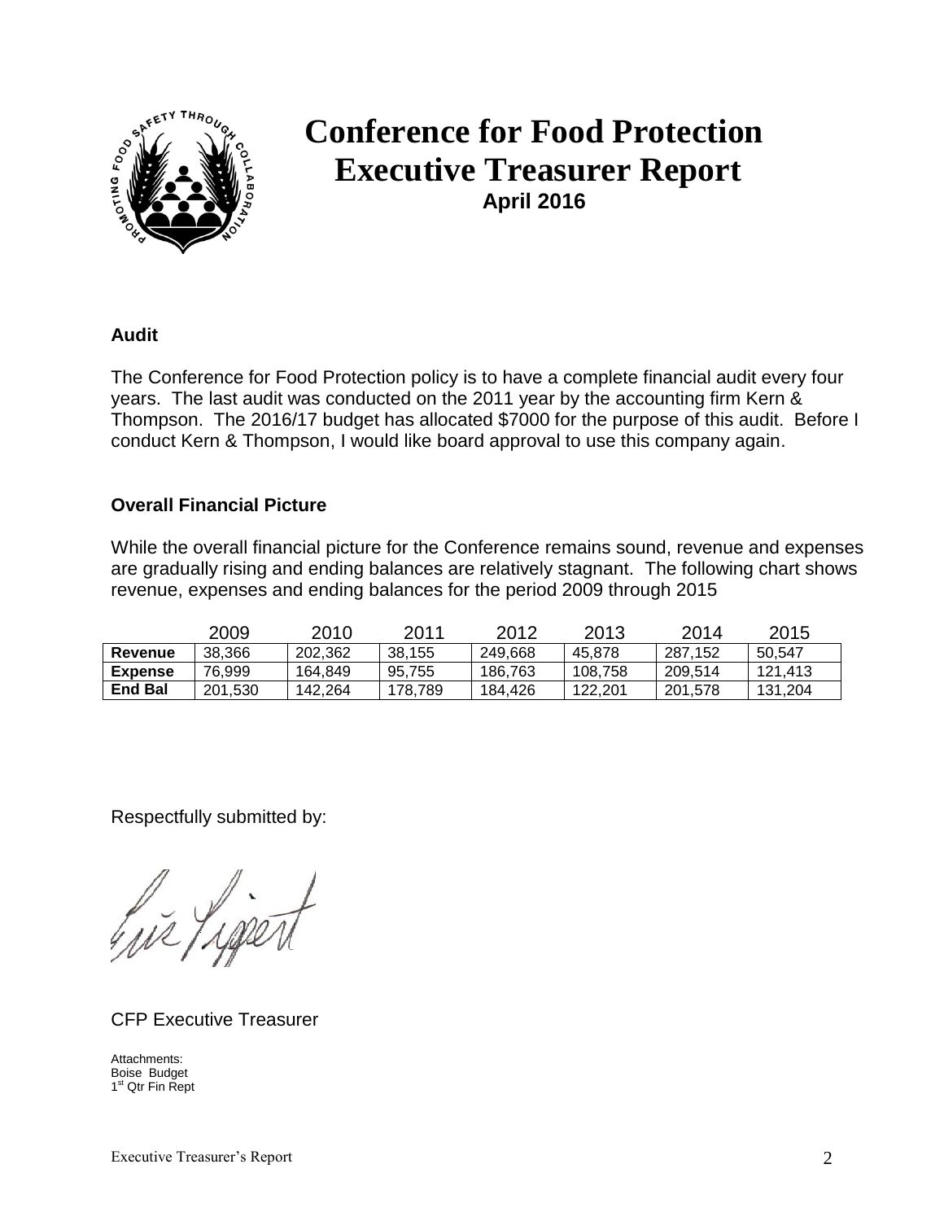# Conference for Food Protection Executive Treasurer Report

**April 2016**

**Audit**

The Conference for Food Protection policy is to have a complete financial audit every four years. The last audit was conducted on the 2011 year by the accounting firm Kern & Thompson. The 2016/17 budget has allocated $7000 for the purpose of this audit. Before I conduct Kern & Thompson, I would like board approval to use this company again.

**Overall Financial Picture**

While the overall financial picture for the Conference remains sound, revenue and expenses are gradually rising and ending balances are relatively stagnant. The following chart shows revenue, expenses and ending balances for the period 2009 through 2015

| | 2009 | 2010 | 2011 | 2012 | 2013 | 2014 | 2015 |
|---|---|---|---|---|---|---|---|
| **Revenue** | 38,366 | 202,362 | 38,155 | 249,668 | 45,878 | 287,152 | 50,547 |
| **Expense** | 76,999 | 164,849 | 95,755 | 186,763 | 108,758 | 209,514 | 121,413 |
| **End Bal** | 201,530 | 142,264 | 178,789 | 184,426 | 122,201 | 201,578 | 131,204 |

Respectfully submitted by:

CFP Executive Treasurer

Attachments:
Boise Budget
1st Qtr Fin Rept